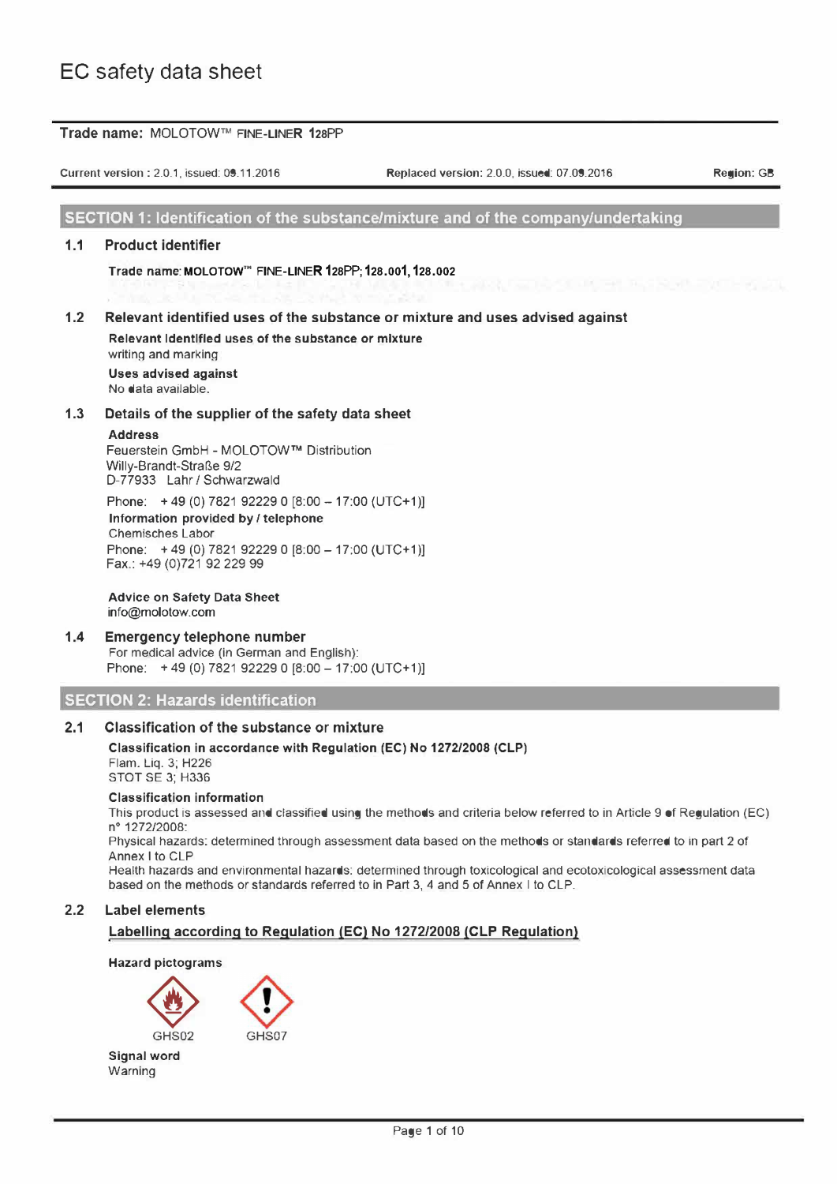# EC safety data sheet

**Trade name:** MOLOTOW™ FINE-LINER 128PP

Current version : 2.0.1, issued: 09.11.2016 | Replaced version: 2.0.0, issued: 07.09.2016 | Region: GB

## SECTION 1: Identification of the substance/mixture and of the company/undertaking

### 1.1 Product identifier

**Trade name:** **MOLOTOW™ FINE-LINER 128PP; 128.001, 128.002**

### 1.2 Relevant identified uses of the substance or mixture and uses advised against

**Relevant identified uses of the substance or mixture**
writing and marking

**Uses advised against**
No data available.

### 1.3 Details of the supplier of the safety data sheet

**Address**
Feuerstein GmbH - MOLOTOW™ Distribution
Willy-Brandt-Straße 9/2
D-77933 Lahr / Schwarzwald

Phone: + 49 (0) 7821 92229 0 [8:00 – 17:00 (UTC+1)]

**Information provided by / telephone**
Chemisches Labor
Phone: + 49 (0) 7821 92229 0 [8:00 – 17:00 (UTC+1)]
Fax.: +49 (0)721 92 229 99

**Advice on Safety Data Sheet**
info@molotow.com

### 1.4 Emergency telephone number

For medical advice (in German and English):
Phone: + 49 (0) 7821 92229 0 [8:00 – 17:00 (UTC+1)]

## SECTION 2: Hazards identification

### 2.1 Classification of the substance or mixture

**Classification in accordance with Regulation (EC) No 1272/2008 (CLP)**
Flam. Liq. 3; H226
STOT SE 3; H336

**Classification information**
This product is assessed and classified using the methods and criteria below referred to in Article 9 of Regulation (EC) n° 1272/2008:
Physical hazards: determined through assessment data based on the methods or standards referred to in part 2 of Annex I to CLP
Health hazards and environmental hazards: determined through toxicological and ecotoxicological assessment data based on the methods or standards referred to in Part 3, 4 and 5 of Annex I to CLP.

### 2.2 Label elements

**Labelling according to Regulation (EC) No 1272/2008 (CLP Regulation)**

**Hazard pictograms**

GHS02 GHS07

**Signal word**
Warning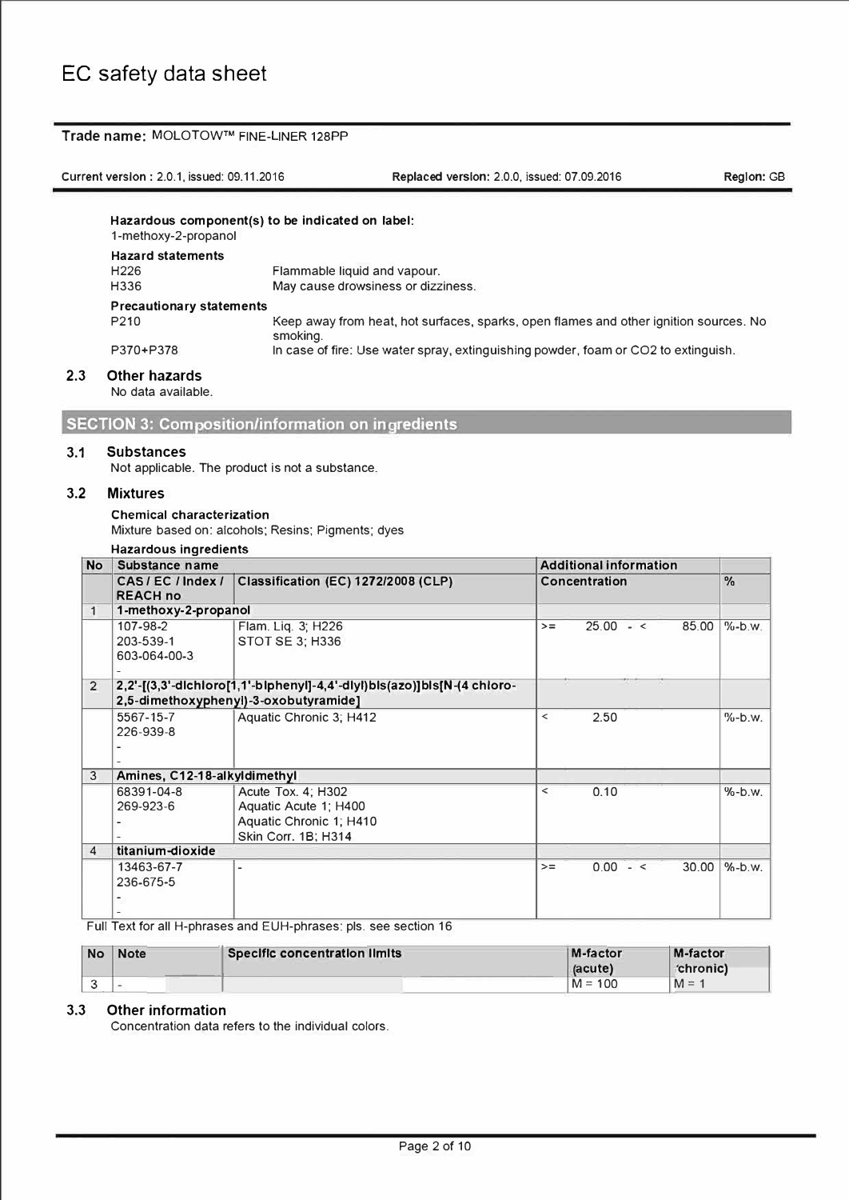# EC safety data sheet

**Trade name:** MOLOTOW™ FINE-LINER 128PP

**Current version :** 2.0.1, issued: 09.11.2016 **Replaced version:** 2.0.0, issued: 07.09.2016 **Region:** GB

**Hazardous component(s) to be indicated on label:**
1-methoxy-2-propanol

**Hazard statements**

| | |
|---|---|
| H226 | Flammable liquid and vapour. |
| H336 | May cause drowsiness or dizziness. |

**Precautionary statements**

| | |
|---|---|
| P210 | Keep away from heat, hot surfaces, sparks, open flames and other ignition sources. No smoking. |
| P370+P378 | In case of fire: Use water spray, extinguishing powder, foam or CO2 to extinguish. |

### 2.3 Other hazards

No data available.

## SECTION 3: Composition/information on ingredients

### 3.1 Substances

Not applicable. The product is not a substance.

### 3.2 Mixtures

**Chemical characterization**

Mixture based on: alcohols; Resins; Pigments; dyes

**Hazardous ingredients**

| No | Substance name | | Additional information | | | | |
|---|---|---|---|---|---|---|---|
| | CAS / EC / Index / REACH no | Classification (EC) 1272/2008 (CLP) | Concentration | | | | % |
| 1 | **1-methoxy-2-propanol** | | | | | | |
| | 107-98-2<br>203-539-1<br>603-064-00-3<br>- | Flam. Liq. 3; H226<br>STOT SE 3; H336 | >= | 25.00 | - < | 85.00 | %-b.w. |
| 2 | **2,2'-[(3,3'-dichloro[1,1'-biphenyl]-4,4'-diyl)bis(azo)]bis[N-(4 chloro-2,5-dimethoxyphenyl)-3-oxobutyramide]** | | | | | | |
| | 5567-15-7<br>226-939-8<br>-<br>- | Aquatic Chronic 3; H412 | < | 2.50 | | | %-b.w. |
| 3 | **Amines, C12-18-alkyldimethyl** | | | | | | |
| | 68391-04-8<br>269-923-6<br>-<br>- | Acute Tox. 4; H302<br>Aquatic Acute 1; H400<br>Aquatic Chronic 1; H410<br>Skin Corr. 1B; H314 | < | 0.10 | | | %-b.w. |
| 4 | **titanium-dioxide** | | | | | | |
| | 13463-67-7<br>236-675-5<br>-<br>- | - | >= | 0.00 | - < | 30.00 | %-b.w. |

Full Text for all H-phrases and EUH-phrases: pls. see section 16

| No | Note | Specific concentration limits | M-factor (acute) | M-factor (chronic) |
|---|---|---|---|---|
| 3 | - | | M = 100 | M = 1 |

### 3.3 Other information

Concentration data refers to the individual colors.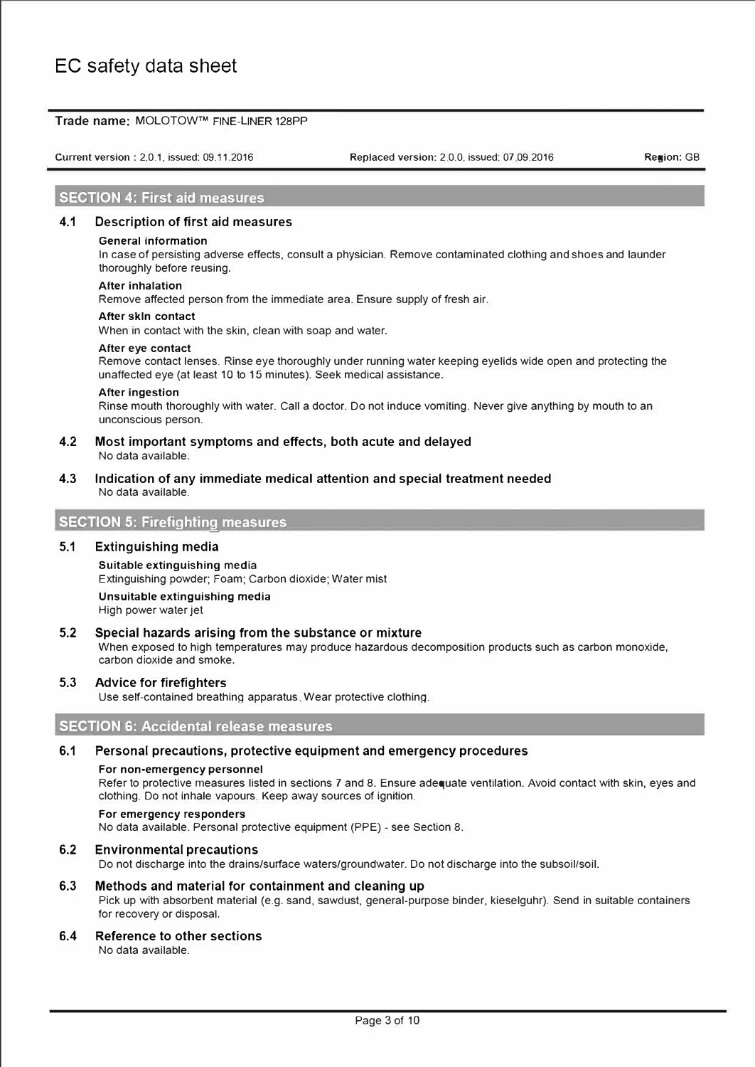## SECTION 4: First aid measures

### 4.1 Description of first aid measures

**General information**

In case of persisting adverse effects, consult a physician. Remove contaminated clothing and shoes and launder thoroughly before reusing.

**After inhalation**

Remove affected person from the immediate area. Ensure supply of fresh air.

**After skin contact**

When in contact with the skin, clean with soap and water.

**After eye contact**

Remove contact lenses. Rinse eye thoroughly under running water keeping eyelids wide open and protecting the unaffected eye (at least 10 to 15 minutes). Seek medical assistance.

**After ingestion**

Rinse mouth thoroughly with water. Call a doctor. Do not induce vomiting. Never give anything by mouth to an unconscious person.

### 4.2 Most important symptoms and effects, both acute and delayed

No data available.

### 4.3 Indication of any immediate medical attention and special treatment needed

No data available.

## SECTION 5: Firefighting measures

### 5.1 Extinguishing media

**Suitable extinguishing media**

Extinguishing powder; Foam; Carbon dioxide; Water mist

**Unsuitable extinguishing media**

High power water jet

### 5.2 Special hazards arising from the substance or mixture

When exposed to high temperatures may produce hazardous decomposition products such as carbon monoxide, carbon dioxide and smoke.

### 5.3 Advice for firefighters

Use self-contained breathing apparatus. Wear protective clothing.

## SECTION 6: Accidental release measures

### 6.1 Personal precautions, protective equipment and emergency procedures

**For non-emergency personnel**

Refer to protective measures listed in sections 7 and 8. Ensure adequate ventilation. Avoid contact with skin, eyes and clothing. Do not inhale vapours. Keep away sources of ignition.

**For emergency responders**

No data available. Personal protective equipment (PPE) - see Section 8.

### 6.2 Environmental precautions

Do not discharge into the drains/surface waters/groundwater. Do not discharge into the subsoil/soil.

### 6.3 Methods and material for containment and cleaning up

Pick up with absorbent material (e.g. sand, sawdust, general-purpose binder, kieselguhr). Send in suitable containers for recovery or disposal.

### 6.4 Reference to other sections

No data available.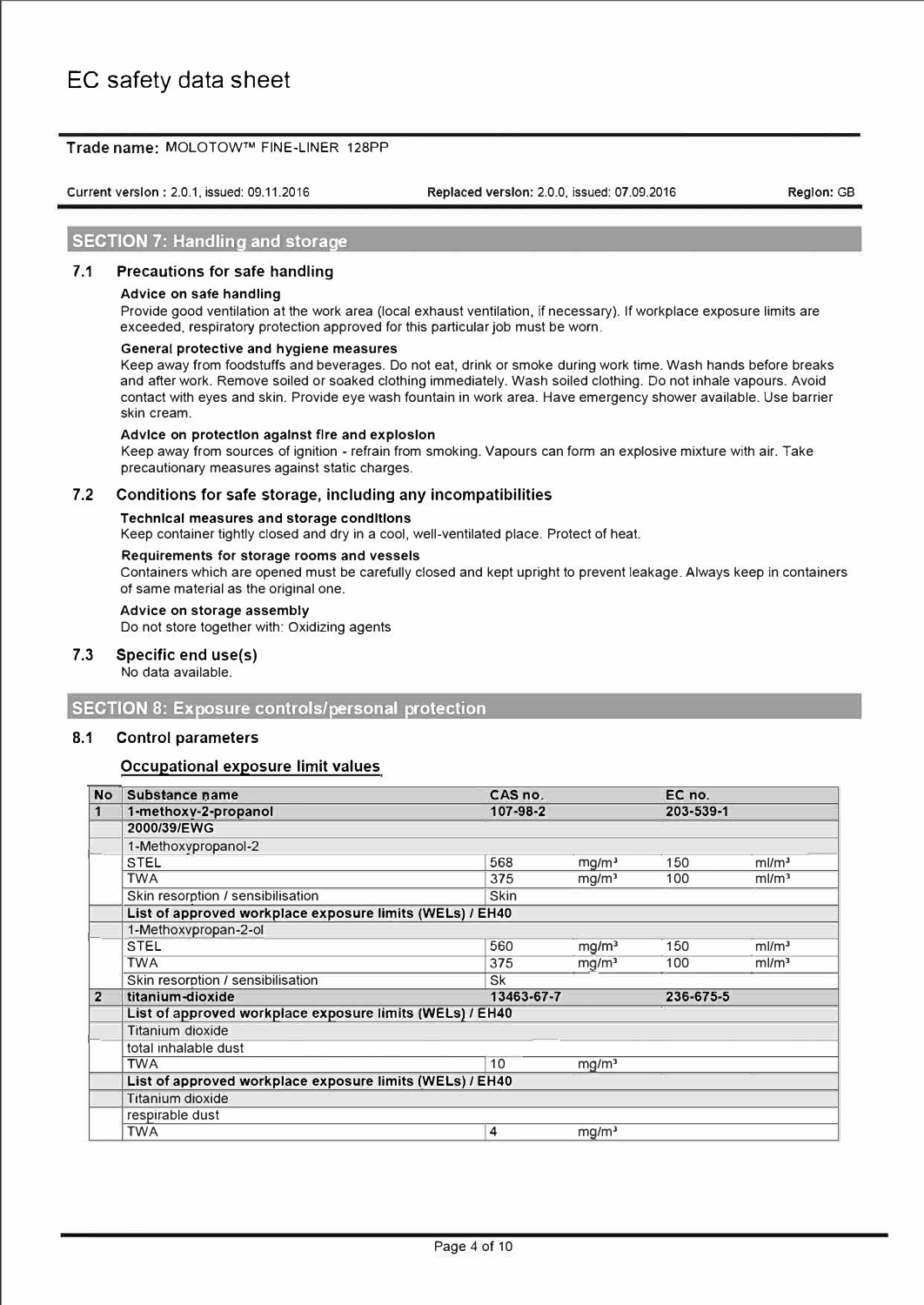# EC safety data sheet

**Trade name:** MOLOTOW™ FINE-LINER 128PP

Current version : 2.0.1, issued: 09.11.2016 | Replaced version: 2.0.0, issued: 07.09.2016 | Region: GB

## SECTION 7: Handling and storage

### 7.1 Precautions for safe handling

**Advice on safe handling**

Provide good ventilation at the work area (local exhaust ventilation, if necessary). If workplace exposure limits are exceeded, respiratory protection approved for this particular job must be worn.

**General protective and hygiene measures**

Keep away from foodstuffs and beverages. Do not eat, drink or smoke during work time. Wash hands before breaks and after work. Remove soiled or soaked clothing immediately. Wash soiled clothing. Do not inhale vapours. Avoid contact with eyes and skin. Provide eye wash fountain in work area. Have emergency shower available. Use barrier skin cream.

**Advice on protection against fire and explosion**

Keep away from sources of ignition - refrain from smoking. Vapours can form an explosive mixture with air. Take precautionary measures against static charges.

### 7.2 Conditions for safe storage, including any incompatibilities

**Technical measures and storage conditions**

Keep container tightly closed and dry in a cool, well-ventilated place. Protect of heat.

**Requirements for storage rooms and vessels**

Containers which are opened must be carefully closed and kept upright to prevent leakage. Always keep in containers of same material as the original one.

**Advice on storage assembly**

Do not store together with: Oxidizing agents

### 7.3 Specific end use(s)

No data available.

## SECTION 8: Exposure controls/personal protection

### 8.1 Control parameters

**Occupational exposure limit values**

| No | Substance name | CAS no. | | EC no. | |
|---|---|---|---|---|---|
| 1 | **1-methoxy-2-propanol** | **107-98-2** | | **203-539-1** | |
| | **2000/39/EWG** | | | | |
| | 1-Methoxypropanol-2 | | | | |
| | STEL | 568 | mg/m³ | 150 | ml/m³ |
| | TWA | 375 | mg/m³ | 100 | ml/m³ |
| | Skin resorption / sensibilisation | Skin | | | |
| | **List of approved workplace exposure limits (WELs) / EH40** | | | | |
| | 1-Methoxypropan-2-ol | | | | |
| | STEL | 560 | mg/m³ | 150 | ml/m³ |
| | TWA | 375 | mg/m³ | 100 | ml/m³ |
| | Skin resorption / sensibilisation | Sk | | | |
| 2 | **titanium-dioxide** | **13463-67-7** | | **236-675-5** | |
| | **List of approved workplace exposure limits (WELs) / EH40** | | | | |
| | Titanium dioxide | | | | |
| | total inhalable dust | | | | |
| | TWA | 10 | mg/m³ | | |
| | **List of approved workplace exposure limits (WELs) / EH40** | | | | |
| | Titanium dioxide | | | | |
| | respirable dust | | | | |
| | TWA | 4 | mg/m³ | | |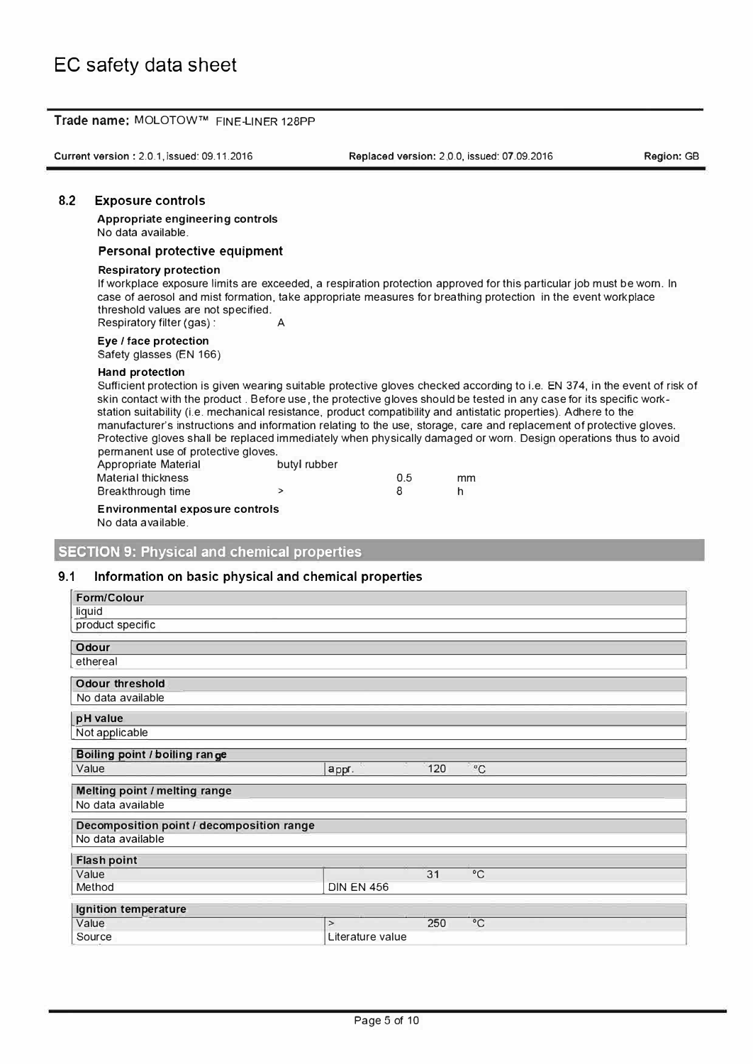### 8.2 Exposure controls

**Appropriate engineering controls**

No data available.

**Personal protective equipment**

**Respiratory protection**

If workplace exposure limits are exceeded, a respiration protection approved for this particular job must be worn. In case of aerosol and mist formation, take appropriate measures for breathing protection in the event workplace threshold values are not specified.

Respiratory filter (gas) : A

**Eye / face protection**

Safety glasses (EN 166)

**Hand protection**

Sufficient protection is given wearing suitable protective gloves checked according to i.e. EN 374, in the event of risk of skin contact with the product . Before use, the protective gloves should be tested in any case for its specific work-station suitability (i.e. mechanical resistance, product compatibility and antistatic properties). Adhere to the manufacturer's instructions and information relating to the use, storage, care and replacement of protective gloves. Protective gloves shall be replaced immediately when physically damaged or worn. Design operations thus to avoid permanent use of protective gloves.

| | | | |
|---|---|---|---|
| Appropriate Material | butyl rubber | | |
| Material thickness | | 0.5 | mm |
| Breakthrough time | > | 8 | h |

**Environmental exposure controls**

No data available.

## SECTION 9: Physical and chemical properties

### 9.1 Information on basic physical and chemical properties

| **Form/Colour** |
|---|
| liquid |
| product specific |

| **Odour** |
|---|
| ethereal |

| **Odour threshold** |
|---|
| No data available |

| **pH value** |
|---|
| Not applicable |

| **Boiling point / boiling range** | | | |
|---|---|---|---|
| Value | appr. | 120 | °C |

| **Melting point / melting range** |
|---|
| No data available |

| **Decomposition point / decomposition range** |
|---|
| No data available |

| **Flash point** | | | |
|---|---|---|---|
| Value | | 31 | °C |
| Method | DIN EN 456 | | |

| **Ignition temperature** | | | |
|---|---|---|---|
| Value | > | 250 | °C |
| Source | Literature value | | |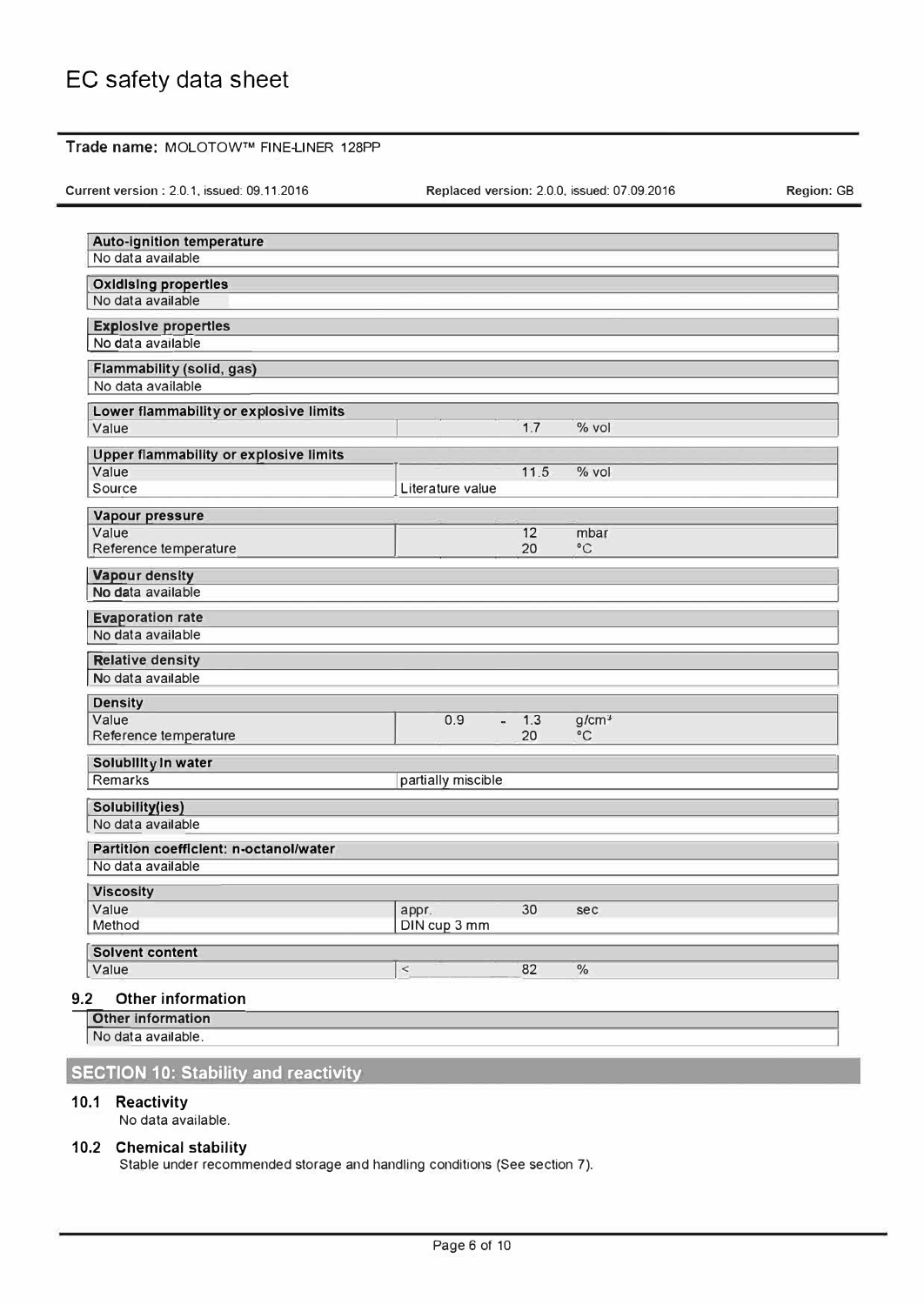| Auto-ignition temperature | | | |
|---|---|---|---|
| No data available | | | |

| Oxidising properties |
|---|
| No data available |

| Explosive properties |
|---|
| No data available |

| Flammability (solid, gas) |
|---|
| No data available |

| Lower flammability or explosive limits | | | |
|---|---|---|---|
| Value | | 1.7 | % vol |

| Upper flammability or explosive limits | | | |
|---|---|---|---|
| Value | | 11.5 | % vol |
| Source | Literature value | | |

| Vapour pressure | | | |
|---|---|---|---|
| Value | | 12 | mbar |
| Reference temperature | | 20 | °C |

| Vapour density |
|---|
| No data available |

| Evaporation rate |
|---|
| No data available |

| Relative density |
|---|
| No data available |

| Density | | | |
|---|---|---|---|
| Value | 0.9 - | 1.3 | g/cm³ |
| Reference temperature | | 20 | °C |

| Solubility in water | |
|---|---|
| Remarks | partially miscible |

| Solubility(ies) |
|---|
| No data available |

| Partition coefficient: n-octanol/water |
|---|
| No data available |

| Viscosity | | | |
|---|---|---|---|
| Value | appr. | 30 | sec |
| Method | DIN cup 3 mm | | |

| Solvent content | | | |
|---|---|---|---|
| Value | < | 82 | % |

### 9.2 Other information

| Other information |
|---|
| No data available. |

## SECTION 10: Stability and reactivity

### 10.1 Reactivity

No data available.

### 10.2 Chemical stability

Stable under recommended storage and handling conditions (See section 7).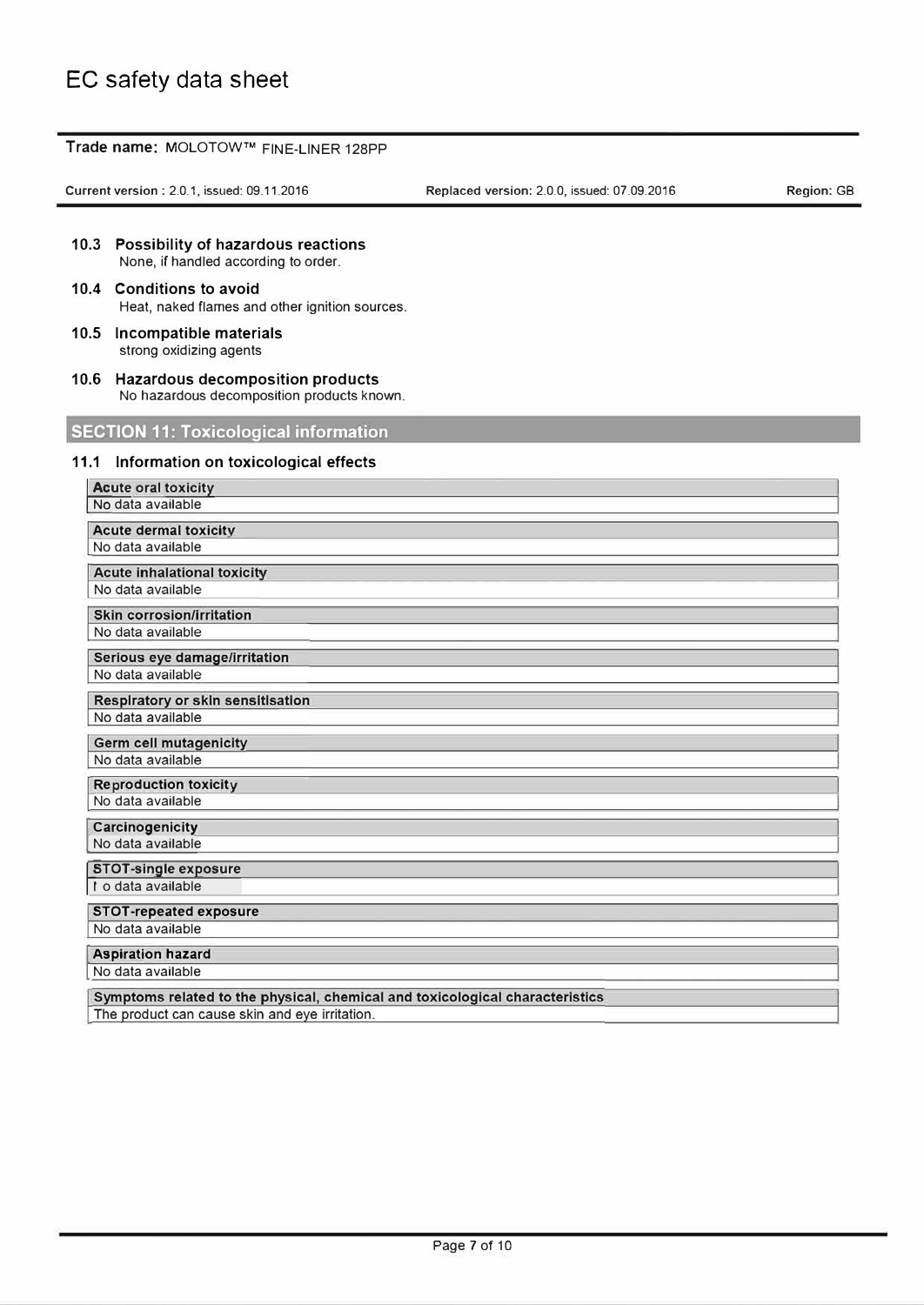### 10.3 Possibility of hazardous reactions

None, if handled according to order.

### 10.4 Conditions to avoid

Heat, naked flames and other ignition sources.

### 10.5 Incompatible materials

strong oxidizing agents

### 10.6 Hazardous decomposition products

No hazardous decomposition products known.

## SECTION 11: Toxicological information

### 11.1 Information on toxicological effects

| Acute oral toxicity |
| --- |
| No data available |

| Acute dermal toxicity |
| --- |
| No data available |

| Acute inhalational toxicity |
| --- |
| No data available |

| Skin corrosion/irritation |
| --- |
| No data available |

| Serious eye damage/irritation |
| --- |
| No data available |

| Respiratory or skin sensitisation |
| --- |
| No data available |

| Germ cell mutagenicity |
| --- |
| No data available |

| Reproduction toxicity |
| --- |
| No data available |

| Carcinogenicity |
| --- |
| No data available |

| STOT-single exposure |
| --- |
| No data available |

| STOT-repeated exposure |
| --- |
| No data available |

| Aspiration hazard |
| --- |
| No data available |

| Symptoms related to the physical, chemical and toxicological characteristics |
| --- |
| The product can cause skin and eye irritation. |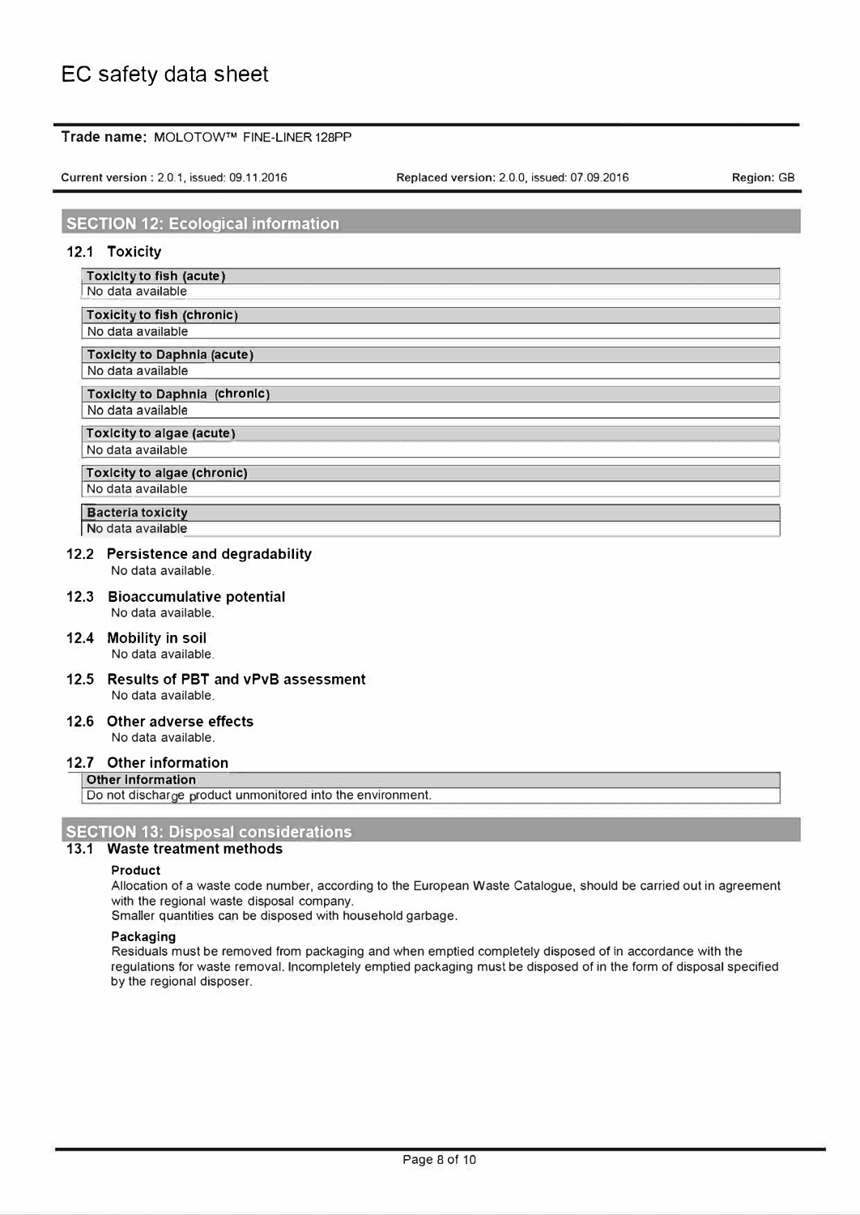# EC safety data sheet

**Trade name:** MOLOTOW™ FINE-LINER 128PP

**Current version :** 2.0.1, issued: 09.11.2016 | **Replaced version:** 2.0.0, issued: 07.09.2016 | **Region:** GB

## SECTION 12: Ecological information

### 12.1 Toxicity

| Toxicity to fish (acute) |
|---|
| No data available |

| Toxicity to fish (chronic) |
|---|
| No data available |

| Toxicity to Daphnia (acute) |
|---|
| No data available |

| Toxicity to Daphnia (chronic) |
|---|
| No data available |

| Toxicity to algae (acute) |
|---|
| No data available |

| Toxicity to algae (chronic) |
|---|
| No data available |

| Bacteria toxicity |
|---|
| No data available |

### 12.2 Persistence and degradability

No data available.

### 12.3 Bioaccumulative potential

No data available.

### 12.4 Mobility in soil

No data available.

### 12.5 Results of PBT and vPvB assessment

No data available.

### 12.6 Other adverse effects

No data available.

### 12.7 Other information

| Other information |
|---|
| Do not discharge product unmonitored into the environment. |

## SECTION 13: Disposal considerations

### 13.1 Waste treatment methods

**Product**

Allocation of a waste code number, according to the European Waste Catalogue, should be carried out in agreement with the regional waste disposal company.
Smaller quantities can be disposed with household garbage.

**Packaging**

Residuals must be removed from packaging and when emptied completely disposed of in accordance with the regulations for waste removal. Incompletely emptied packaging must be disposed of in the form of disposal specified by the regional disposer.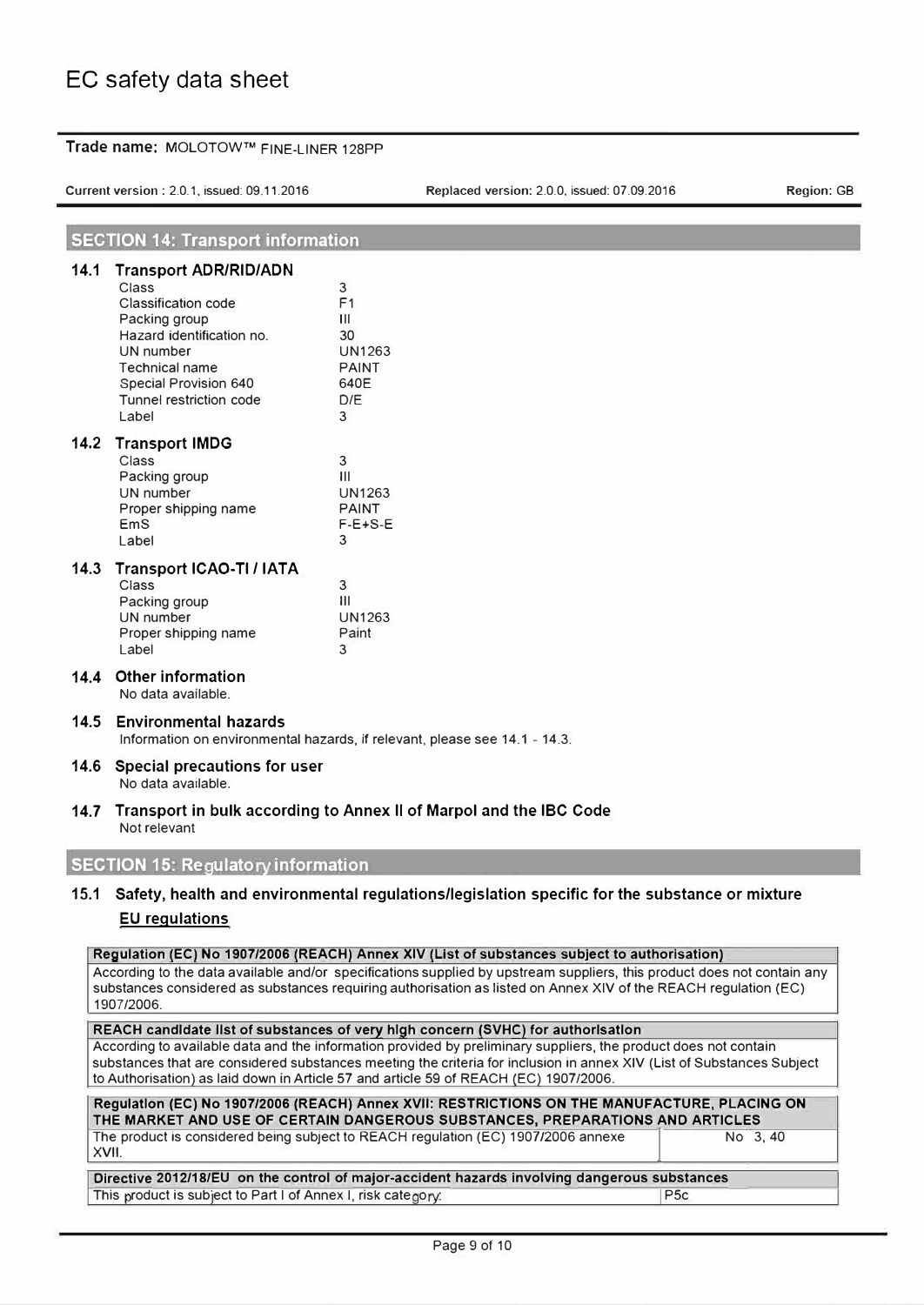# EC safety data sheet

**Trade name:** MOLOTOW™ FINE-LINER 128PP

Current version : 2.0.1, issued: 09.11.2016 | Replaced version: 2.0.0, issued: 07.09.2016 | Region: GB

## SECTION 14: Transport information

### 14.1 Transport ADR/RID/ADN

| | |
|---|---|
| Class | 3 |
| Classification code | F1 |
| Packing group | III |
| Hazard identification no. | 30 |
| UN number | UN1263 |
| Technical name | PAINT |
| Special Provision 640 | 640E |
| Tunnel restriction code | D/E |
| Label | 3 |

### 14.2 Transport IMDG

| | |
|---|---|
| Class | 3 |
| Packing group | III |
| UN number | UN1263 |
| Proper shipping name | PAINT |
| EmS | F-E+S-E |
| Label | 3 |

### 14.3 Transport ICAO-TI / IATA

| | |
|---|---|
| Class | 3 |
| Packing group | III |
| UN number | UN1263 |
| Proper shipping name | Paint |
| Label | 3 |

### 14.4 Other information

No data available.

### 14.5 Environmental hazards

Information on environmental hazards, if relevant, please see 14.1 - 14.3.

### 14.6 Special precautions for user

No data available.

### 14.7 Transport in bulk according to Annex II of Marpol and the IBC Code

Not relevant

## SECTION 15: Regulatory information

### 15.1 Safety, health and environmental regulations/legislation specific for the substance or mixture

**EU regulations**

**Regulation (EC) No 1907/2006 (REACH) Annex XIV (List of substances subject to authorisation)**

According to the data available and/or specifications supplied by upstream suppliers, this product does not contain any substances considered as substances requiring authorisation as listed on Annex XIV of the REACH regulation (EC) 1907/2006.

**REACH candidate list of substances of very high concern (SVHC) for authorisation**

According to available data and the information provided by preliminary suppliers, the product does not contain substances that are considered substances meeting the criteria for inclusion in annex XIV (List of Substances Subject to Authorisation) as laid down in Article 57 and article 59 of REACH (EC) 1907/2006.

**Regulation (EC) No 1907/2006 (REACH) Annex XVII: RESTRICTIONS ON THE MANUFACTURE, PLACING ON THE MARKET AND USE OF CERTAIN DANGEROUS SUBSTANCES, PREPARATIONS AND ARTICLES**

| | |
|---|---|
| The product is considered being subject to REACH regulation (EC) 1907/2006 annexe XVII. | No 3, 40 |

**Directive 2012/18/EU on the control of major-accident hazards involving dangerous substances**

| | |
|---|---|
| This product is subject to Part I of Annex I, risk category: | P5c |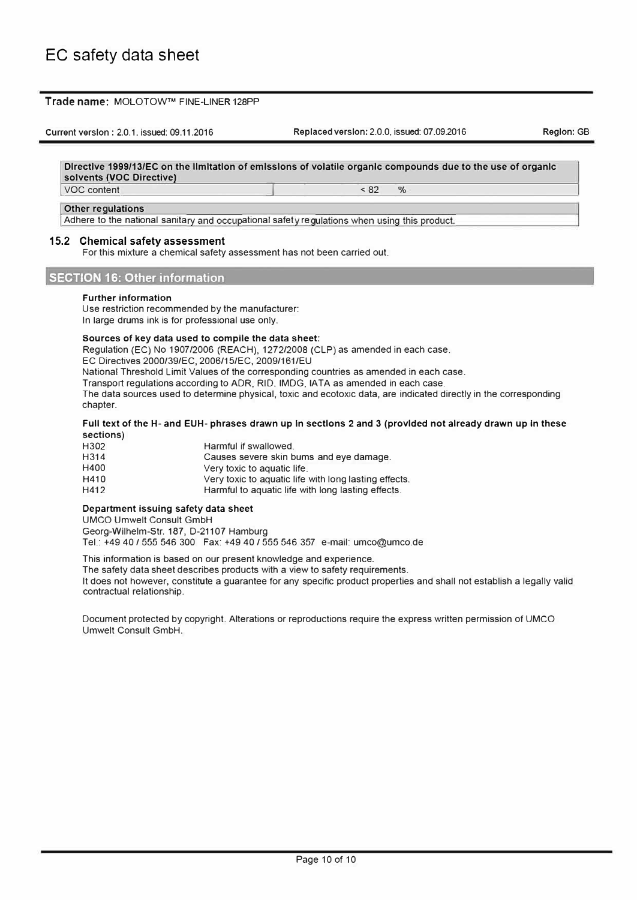| Directive 1999/13/EC on the limitation of emissions of volatile organic compounds due to the use of organic solvents (VOC Directive) | |
|---|---|
| VOC content | < 82 % |

| Other regulations |
|---|
| Adhere to the national sanitary and occupational safety regulations when using this product. |

### 15.2 Chemical safety assessment

For this mixture a chemical safety assessment has not been carried out.

## SECTION 16: Other information

**Further information**

Use restriction recommended by the manufacturer:
In large drums ink is for professional use only.

**Sources of key data used to compile the data sheet:**

Regulation (EC) No 1907/2006 (REACH), 1272/2008 (CLP) as amended in each case.
EC Directives 2000/39/EC, 2006/15/EC, 2009/161/EU
National Threshold Limit Values of the corresponding countries as amended in each case.
Transport regulations according to ADR, RID, IMDG, IATA as amended in each case.
The data sources used to determine physical, toxic and ecotoxic data, are indicated directly in the corresponding chapter.

**Full text of the H- and EUH- phrases drawn up in sections 2 and 3 (provided not already drawn up in these sections)**

| | |
|---|---|
| H302 | Harmful if swallowed. |
| H314 | Causes severe skin burns and eye damage. |
| H400 | Very toxic to aquatic life. |
| H410 | Very toxic to aquatic life with long lasting effects. |
| H412 | Harmful to aquatic life with long lasting effects. |

**Department issuing safety data sheet**

UMCO Umwelt Consult GmbH
Georg-Wilhelm-Str. 187, D-21107 Hamburg
Tel.: +49 40 / 555 546 300 Fax: +49 40 / 555 546 357 e-mail: umco@umco.de

This information is based on our present knowledge and experience.
The safety data sheet describes products with a view to safety requirements.
It does not however, constitute a guarantee for any specific product properties and shall not establish a legally valid contractual relationship.

Document protected by copyright. Alterations or reproductions require the express written permission of UMCO Umwelt Consult GmbH.